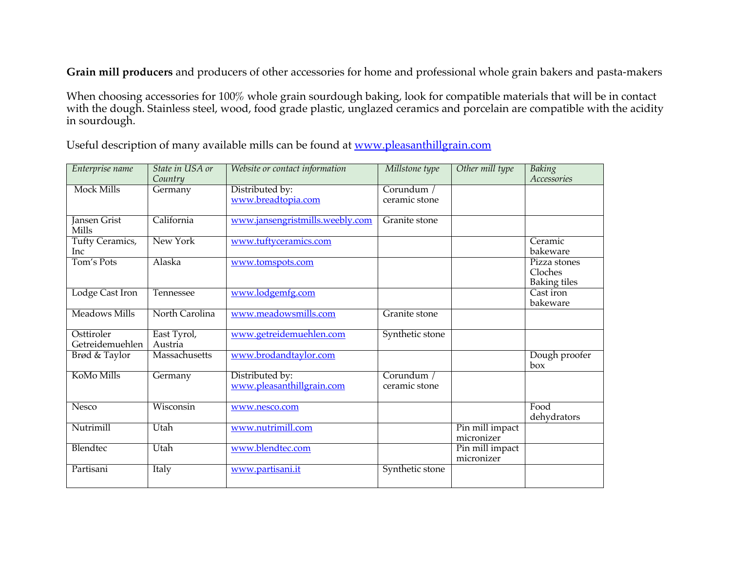**Grain mill producers** and producers of other accessories for home and professional whole grain bakers and pasta-makers

When choosing accessories for 100% whole grain sourdough baking, look for compatible materials that will be in contact with the dough. Stainless steel, wood, food grade plastic, unglazed ceramics and porcelain are compatible with the acidity in sourdough.

Useful description of many available mills can be found at www.pleasanthillgrain.com

| *Enterprise name* | *State in USA or Country* | *Website or contact information* | *Millstone type* | *Other mill type* | *Baking Accessories* |
|---|---|---|---|---|---|
| Mock Mills | Germany | Distributed by: www.breadtopia.com | Corundum / ceramic stone | | |
| Jansen Grist Mills | California | www.jansengristmills.weebly.com | Granite stone | | |
| Tufty Ceramics, Inc | New York | www.tuftyceramics.com | | | Ceramic bakeware |
| Tom's Pots | Alaska | www.tomspots.com | | | Pizza stones Cloches Baking tiles |
| Lodge Cast Iron | Tennessee | www.lodgemfg.com | | | Cast iron bakeware |
| Meadows Mills | North Carolina | www.meadowsmills.com | Granite stone | | |
| Osttiroler Getreidemuehlen | East Tyrol, Austria | www.getreidemuehlen.com | Synthetic stone | | |
| Brød & Taylor | Massachusetts | www.brodandtaylor.com | | | Dough proofer box |
| KoMo Mills | Germany | Distributed by: www.pleasanthillgrain.com | Corundum / ceramic stone | | |
| Nesco | Wisconsin | www.nesco.com | | | Food dehydrators |
| Nutrimill | Utah | www.nutrimill.com | | Pin mill impact micronizer | |
| Blendtec | Utah | www.blendtec.com | | Pin mill impact micronizer | |
| Partisani | Italy | www.partisani.it | Synthetic stone | | |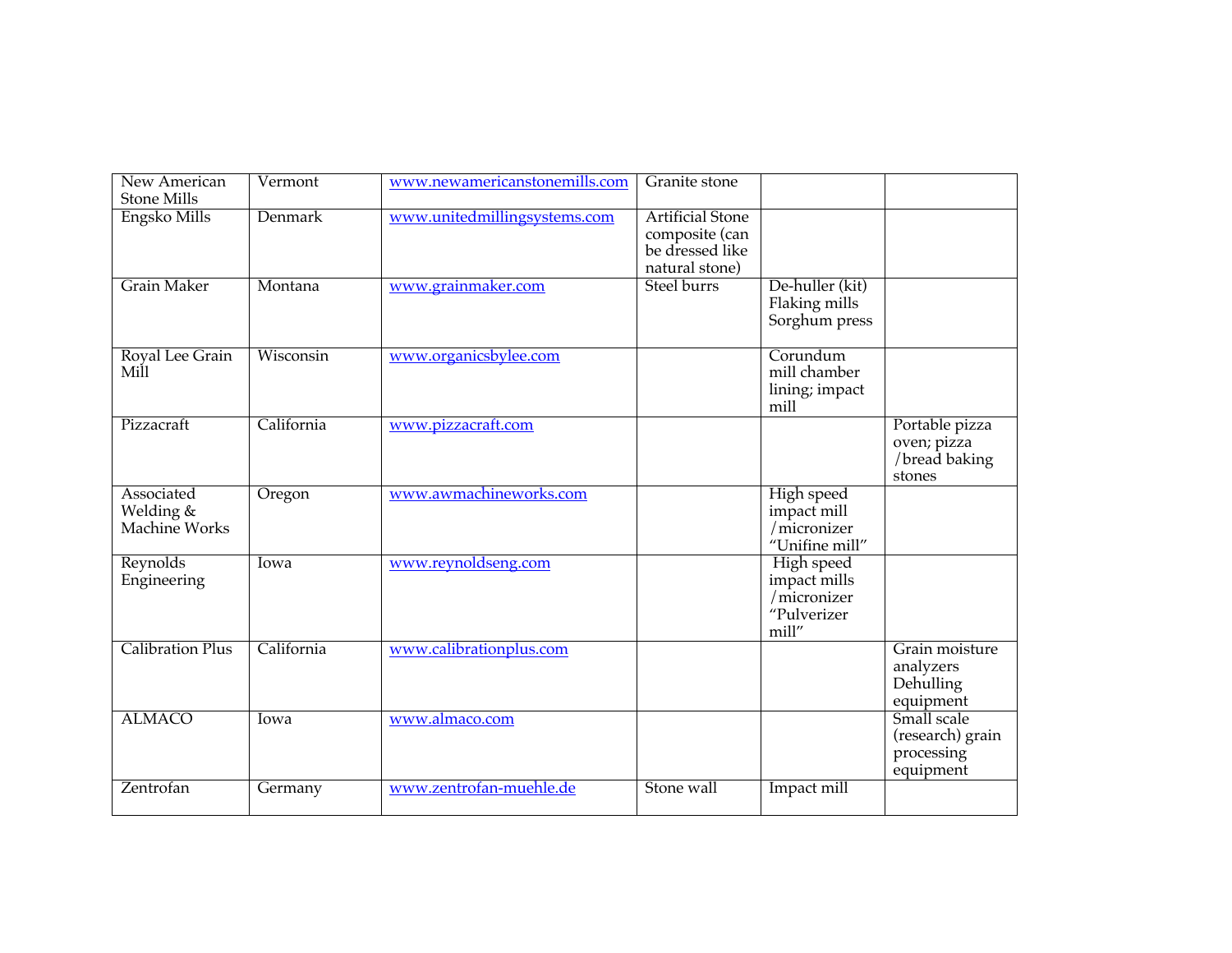| | | | | | |
|---|---|---|---|---|---|
| New American Stone Mills | Vermont | www.newamericanstonemills.com | Granite stone | | |
| Engsko Mills | Denmark | www.unitedmillingsystems.com | Artificial Stone composite (can be dressed like natural stone) | | |
| Grain Maker | Montana | www.grainmaker.com | Steel burrs | De-huller (kit) Flaking mills Sorghum press | |
| Royal Lee Grain Mill | Wisconsin | www.organicsbylee.com | | Corundum mill chamber lining; impact mill | |
| Pizzacraft | California | www.pizzacraft.com | | | Portable pizza oven; pizza /bread baking stones |
| Associated Welding & Machine Works | Oregon | www.awmachineworks.com | | High speed impact mill /micronizer "Unifine mill" | |
| Reynolds Engineering | Iowa | www.reynoldseng.com | | High speed impact mills /micronizer "Pulverizer mill" | |
| Calibration Plus | California | www.calibrationplus.com | | | Grain moisture analyzers Dehulling equipment |
| ALMACO | Iowa | www.almaco.com | | | Small scale (research) grain processing equipment |
| Zentrofan | Germany | www.zentrofan-muehle.de | Stone wall | Impact mill | |